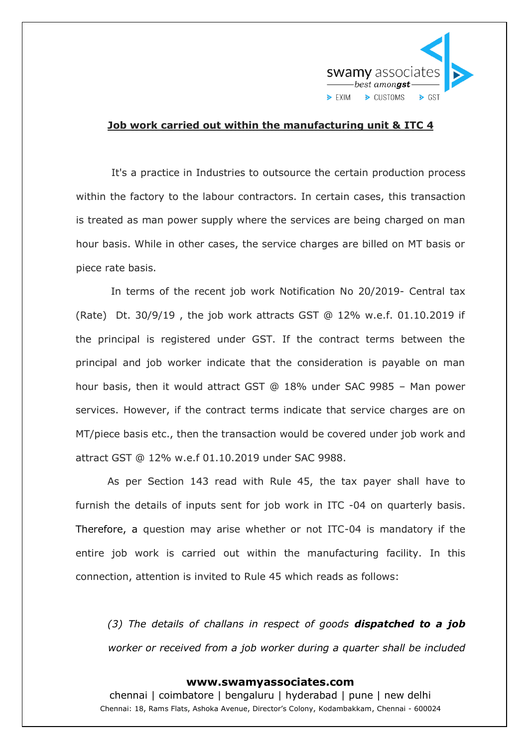## Job work carried out within the manufacturing unit & ITC 4

It's a practice in Industries to outsource the certain production process within the factory to the labour contractors. In certain cases, this transaction is treated as man power supply where the services are being charged on man hour basis. While in other cases, the service charges are billed on MT basis or piece rate basis.

In terms of the recent job work Notification No 20/2019- Central tax (Rate) Dt. 30/9/19 , the job work attracts GST @ 12% w.e.f. 01.10.2019 if the principal is registered under GST. If the contract terms between the principal and job worker indicate that the consideration is payable on man hour basis, then it would attract GST @ 18% under SAC 9985 – Man power services. However, if the contract terms indicate that service charges are on MT/piece basis etc., then the transaction would be covered under job work and attract GST @ 12% w.e.f 01.10.2019 under SAC 9988.

As per Section 143 read with Rule 45, the tax payer shall have to furnish the details of inputs sent for job work in ITC -04 on quarterly basis. Therefore, a question may arise whether or not ITC-04 is mandatory if the entire job work is carried out within the manufacturing facility. In this connection, attention is invited to Rule 45 which reads as follows:

> *(3) The details of challans in respect of goods* ***dispatched to a job*** *worker or received from a job worker during a quarter shall be included*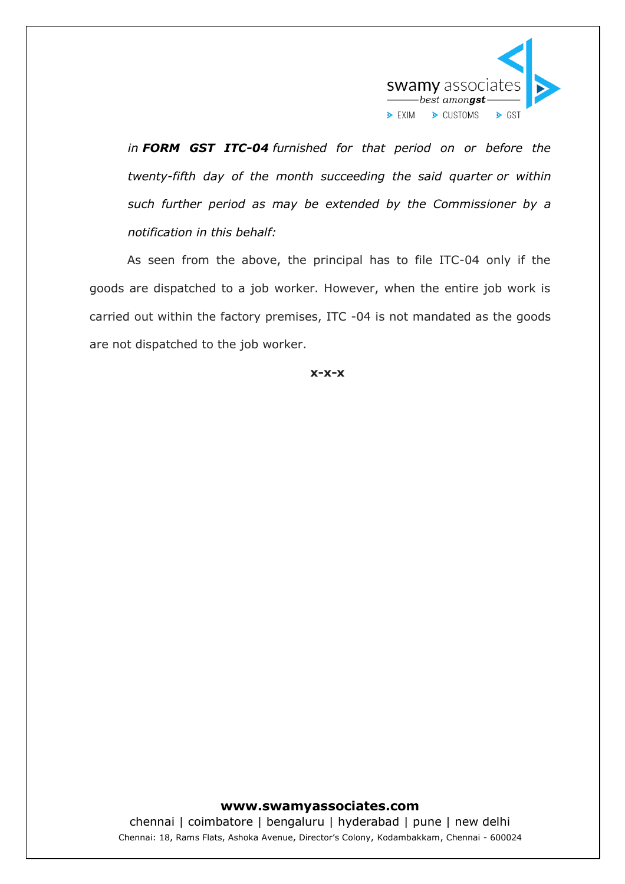*in **FORM GST ITC-04** furnished for that period on or before the twenty-fifth day of the month succeeding the said quarter or within such further period as may be extended by the Commissioner by a notification in this behalf:*

As seen from the above, the principal has to file ITC-04 only if the goods are dispatched to a job worker. However, when the entire job work is carried out within the factory premises, ITC -04 is not mandated as the goods are not dispatched to the job worker.

**x-x-x**